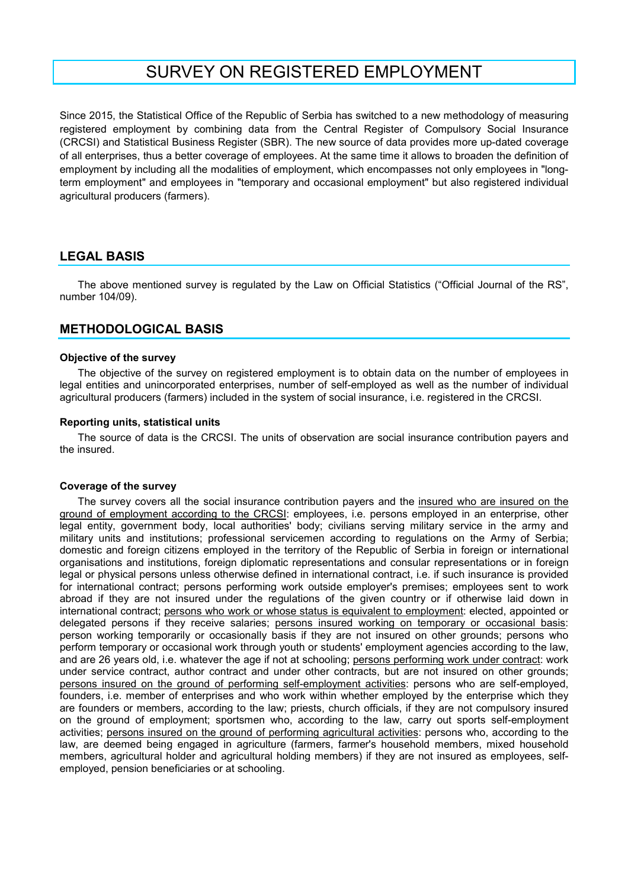# SURVEY ON REGISTERED EMPLOYMENT

Since 2015, the Statistical Office of the Republic of Serbia has switched to a new methodology of measuring registered employment by combining data from the Central Register of Compulsory Social Insurance (CRCSI) and Statistical Business Register (SBR). The new source of data provides more up-dated coverage of all enterprises, thus a better coverage of employees. At the same time it allows to broaden the definition of employment by including all the modalities of employment, which encompasses not only employees in "long-term employment" and employees in "temporary and occasional employment" but also registered individual agricultural producers (farmers).

## LEGAL BASIS

The above mentioned survey is regulated by the Law on Official Statistics ("Official Journal of the RS", number 104/09).

## METHODOLOGICAL BASIS

### Objective of the survey

The objective of the survey on registered employment is to obtain data on the number of employees in legal entities and unincorporated enterprises, number of self-employed as well as the number of individual agricultural producers (farmers) included in the system of social insurance, i.e. registered in the CRCSI.

### Reporting units, statistical units

The source of data is the CRCSI. The units of observation are social insurance contribution payers and the insured.

### Coverage of the survey

The survey covers all the social insurance contribution payers and the insured who are insured on the ground of employment according to the CRCSI: employees, i.e. persons employed in an enterprise, other legal entity, government body, local authorities' body; civilians serving military service in the army and military units and institutions; professional servicemen according to regulations on the Army of Serbia; domestic and foreign citizens employed in the territory of the Republic of Serbia in foreign or international organisations and institutions, foreign diplomatic representations and consular representations or in foreign legal or physical persons unless otherwise defined in international contract, i.e. if such insurance is provided for international contract; persons performing work outside employer's premises; employees sent to work abroad if they are not insured under the regulations of the given country or if otherwise laid down in international contract; persons who work or whose status is equivalent to employment: elected, appointed or delegated persons if they receive salaries; persons insured working on temporary or occasional basis: person working temporarily or occasionally basis if they are not insured on other grounds; persons who perform temporary or occasional work through youth or students' employment agencies according to the law, and are 26 years old, i.e. whatever the age if not at schooling; persons performing work under contract: work under service contract, author contract and under other contracts, but are not insured on other grounds; persons insured on the ground of performing self-employment activities: persons who are self-employed, founders, i.e. member of enterprises and who work within whether employed by the enterprise which they are founders or members, according to the law; priests, church officials, if they are not compulsory insured on the ground of employment; sportsmen who, according to the law, carry out sports self-employment activities; persons insured on the ground of performing agricultural activities: persons who, according to the law, are deemed being engaged in agriculture (farmers, farmer's household members, mixed household members, agricultural holder and agricultural holding members) if they are not insured as employees, self-employed, pension beneficiaries or at schooling.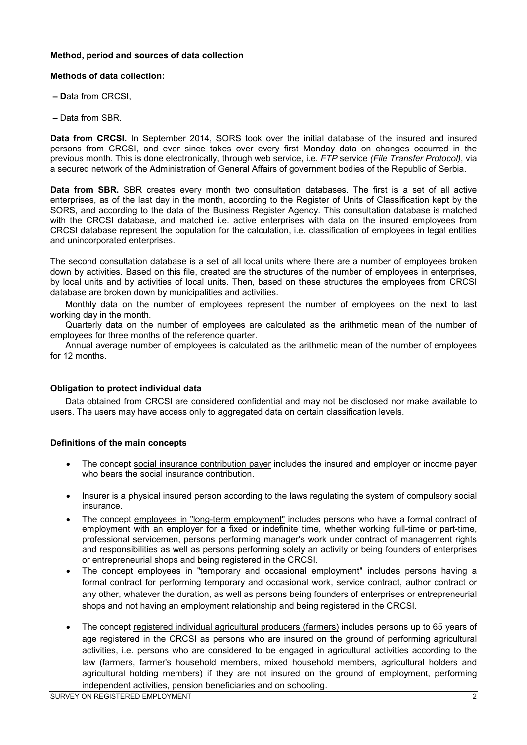**Method, period and sources of data collection**

**Methods of data collection:**

– **D**ata from CRCSI,

– Data from SBR.

**Data from CRCSI.** In September 2014, SORS took over the initial database of the insured and insured persons from CRCSI, and ever since takes over every first Monday data on changes occurred in the previous month. This is done electronically, through web service, i.e. *FTP* service *(File Transfer Protocol)*, via a secured network of the Administration of General Affairs of government bodies of the Republic of Serbia.

**Data from SBR.** SBR creates every month two consultation databases. The first is a set of all active enterprises, as of the last day in the month, according to the Register of Units of Classification kept by the SORS, and according to the data of the Business Register Agency. This consultation database is matched with the CRCSI database, and matched i.e. active enterprises with data on the insured employees from CRCSI database represent the population for the calculation, i.e. classification of employees in legal entities and unincorporated enterprises.

The second consultation database is a set of all local units where there are a number of employees broken down by activities. Based on this file, created are the structures of the number of employees in enterprises, by local units and by activities of local units. Then, based on these structures the employees from CRCSI database are broken down by municipalities and activities.

Monthly data on the number of employees represent the number of employees on the next to last working day in the month.

Quarterly data on the number of employees are calculated as the arithmetic mean of the number of employees for three months of the reference quarter.

Annual average number of employees is calculated as the arithmetic mean of the number of employees for 12 months.

**Obligation to protect individual data**

Data obtained from CRCSI are considered confidential and may not be disclosed nor make available to users. The users may have access only to aggregated data on certain classification levels.

**Definitions of the main concepts**

- The concept social insurance contribution payer includes the insured and employer or income payer who bears the social insurance contribution.
- Insurer is a physical insured person according to the laws regulating the system of compulsory social insurance.
- The concept employees in "long-term employment" includes persons who have a formal contract of employment with an employer for a fixed or indefinite time, whether working full-time or part-time, professional servicemen, persons performing manager's work under contract of management rights and responsibilities as well as persons performing solely an activity or being founders of enterprises or entrepreneurial shops and being registered in the CRCSI.
- The concept employees in "temporary and occasional employment" includes persons having a formal contract for performing temporary and occasional work, service contract, author contract or any other, whatever the duration, as well as persons being founders of enterprises or entrepreneurial shops and not having an employment relationship and being registered in the CRCSI.
- The concept registered individual agricultural producers (farmers) includes persons up to 65 years of age registered in the CRCSI as persons who are insured on the ground of performing agricultural activities, i.e. persons who are considered to be engaged in agricultural activities according to the law (farmers, farmer's household members, mixed household members, agricultural holders and agricultural holding members) if they are not insured on the ground of employment, performing independent activities, pension beneficiaries and on schooling.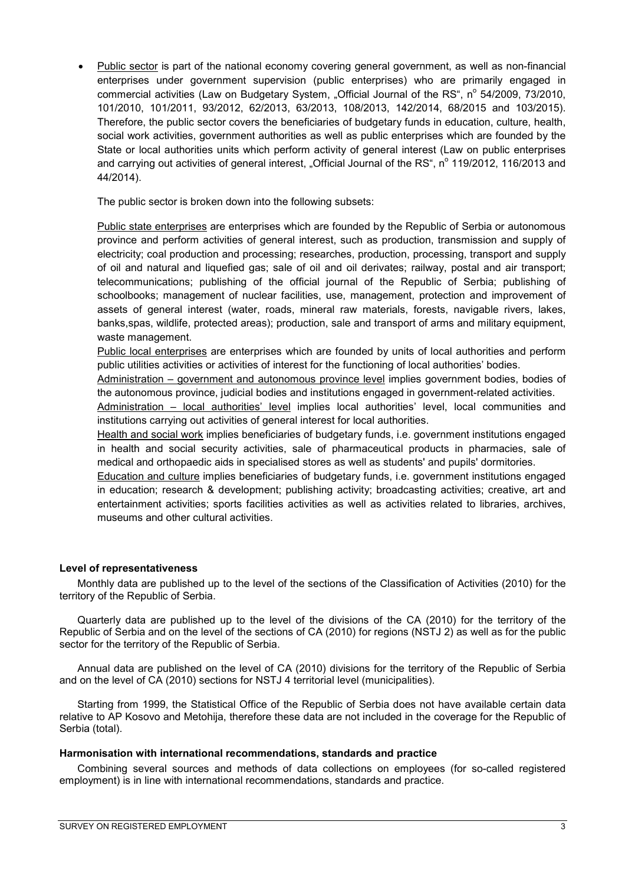- Public sector is part of the national economy covering general government, as well as non-financial enterprises under government supervision (public enterprises) who are primarily engaged in commercial activities (Law on Budgetary System, „Official Journal of the RS", n° 54/2009, 73/2010, 101/2010, 101/2011, 93/2012, 62/2013, 63/2013, 108/2013, 142/2014, 68/2015 and 103/2015). Therefore, the public sector covers the beneficiaries of budgetary funds in education, culture, health, social work activities, government authorities as well as public enterprises which are founded by the State or local authorities units which perform activity of general interest (Law on public enterprises and carrying out activities of general interest, „Official Journal of the RS", n° 119/2012, 116/2013 and 44/2014).

  The public sector is broken down into the following subsets:

  Public state enterprises are enterprises which are founded by the Republic of Serbia or autonomous province and perform activities of general interest, such as production, transmission and supply of electricity; coal production and processing; researches, production, processing, transport and supply of oil and natural and liquefied gas; sale of oil and oil derivates; railway, postal and air transport; telecommunications; publishing of the official journal of the Republic of Serbia; publishing of schoolbooks; management of nuclear facilities, use, management, protection and improvement of assets of general interest (water, roads, mineral raw materials, forests, navigable rivers, lakes, banks,spas, wildlife, protected areas); production, sale and transport of arms and military equipment, waste management.

  Public local enterprises are enterprises which are founded by units of local authorities and perform public utilities activities or activities of interest for the functioning of local authorities' bodies.

  Administration – government and autonomous province level implies government bodies, bodies of the autonomous province, judicial bodies and institutions engaged in government-related activities.

  Administration – local authorities' level implies local authorities' level, local communities and institutions carrying out activities of general interest for local authorities.

  Health and social work implies beneficiaries of budgetary funds, i.e. government institutions engaged in health and social security activities, sale of pharmaceutical products in pharmacies, sale of medical and orthopaedic aids in specialised stores as well as students' and pupils' dormitories.

  Education and culture implies beneficiaries of budgetary funds, i.e. government institutions engaged in education; research & development; publishing activity; broadcasting activities; creative, art and entertainment activities; sports facilities activities as well as activities related to libraries, archives, museums and other cultural activities.

**Level of representativeness**

Monthly data are published up to the level of the sections of the Classification of Activities (2010) for the territory of the Republic of Serbia.

Quarterly data are published up to the level of the divisions of the CA (2010) for the territory of the Republic of Serbia and on the level of the sections of CA (2010) for regions (NSTJ 2) as well as for the public sector for the territory of the Republic of Serbia.

Annual data are published on the level of CA (2010) divisions for the territory of the Republic of Serbia and on the level of CA (2010) sections for NSTJ 4 territorial level (municipalities).

Starting from 1999, the Statistical Office of the Republic of Serbia does not have available certain data relative to AP Kosovo and Metohija, therefore these data are not included in the coverage for the Republic of Serbia (total).

**Harmonisation with international recommendations, standards and practice**

Combining several sources and methods of data collections on employees (for so-called registered employment) is in line with international recommendations, standards and practice.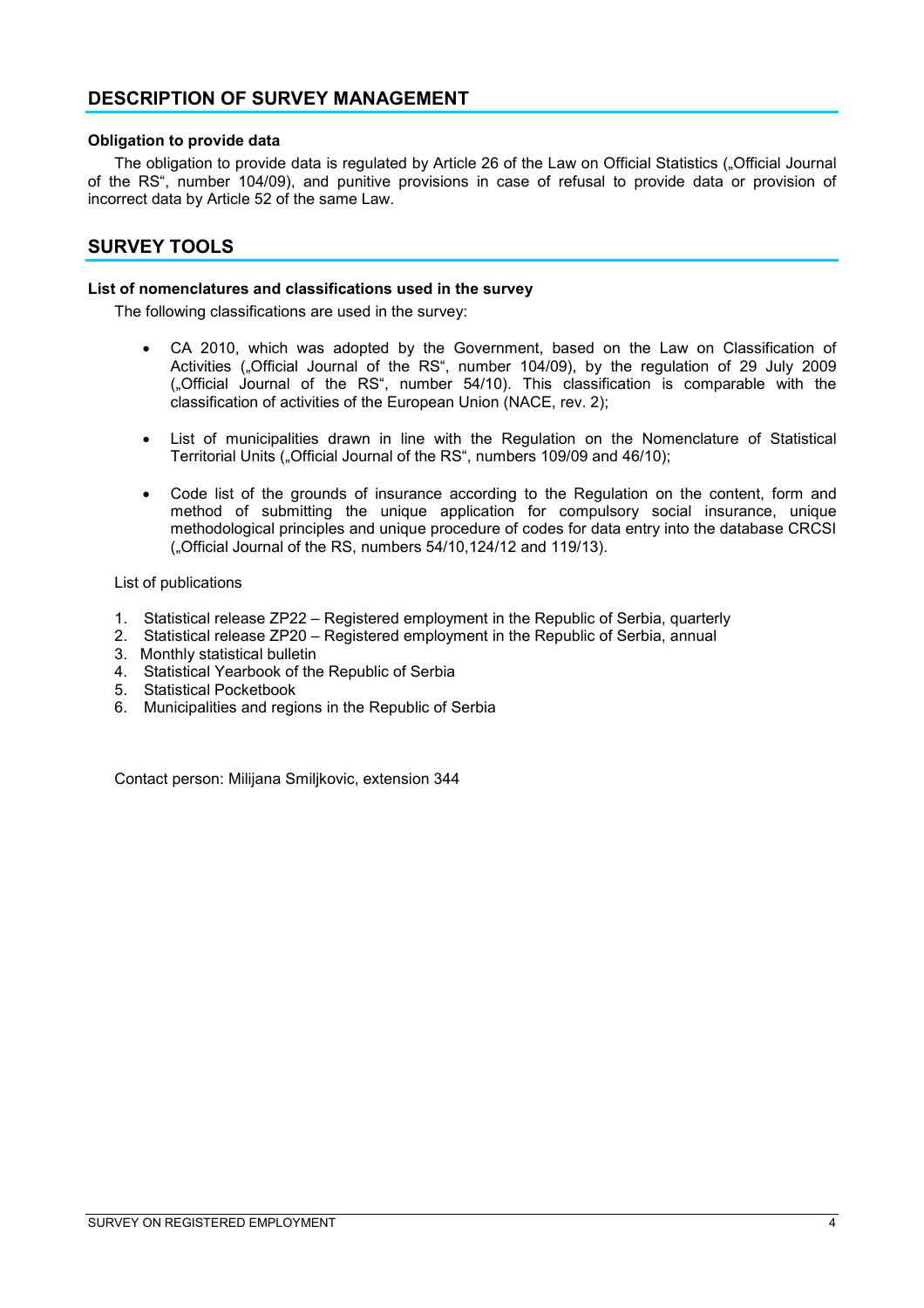## DESCRIPTION OF SURVEY MANAGEMENT

**Obligation to provide data**

The obligation to provide data is regulated by Article 26 of the Law on Official Statistics („Official Journal of the RS", number 104/09), and punitive provisions in case of refusal to provide data or provision of incorrect data by Article 52 of the same Law.

## SURVEY TOOLS

**List of nomenclatures and classifications used in the survey**

The following classifications are used in the survey:

- CA 2010, which was adopted by the Government, based on the Law on Classification of Activities („Official Journal of the RS", number 104/09), by the regulation of 29 July 2009 („Official Journal of the RS", number 54/10). This classification is comparable with the classification of activities of the European Union (NACE, rev. 2);

- List of municipalities drawn in line with the Regulation on the Nomenclature of Statistical Territorial Units („Official Journal of the RS", numbers 109/09 and 46/10);

- Code list of the grounds of insurance according to the Regulation on the content, form and method of submitting the unique application for compulsory social insurance, unique methodological principles and unique procedure of codes for data entry into the database CRCSI („Official Journal of the RS, numbers 54/10,124/12 and 119/13).

List of publications

1. Statistical release ZP22 – Registered employment in the Republic of Serbia, quarterly
2. Statistical release ZP20 – Registered employment in the Republic of Serbia, annual
3. Monthly statistical bulletin
4. Statistical Yearbook of the Republic of Serbia
5. Statistical Pocketbook
6. Municipalities and regions in the Republic of Serbia

Contact person: Milijana Smiljkovic, extension 344